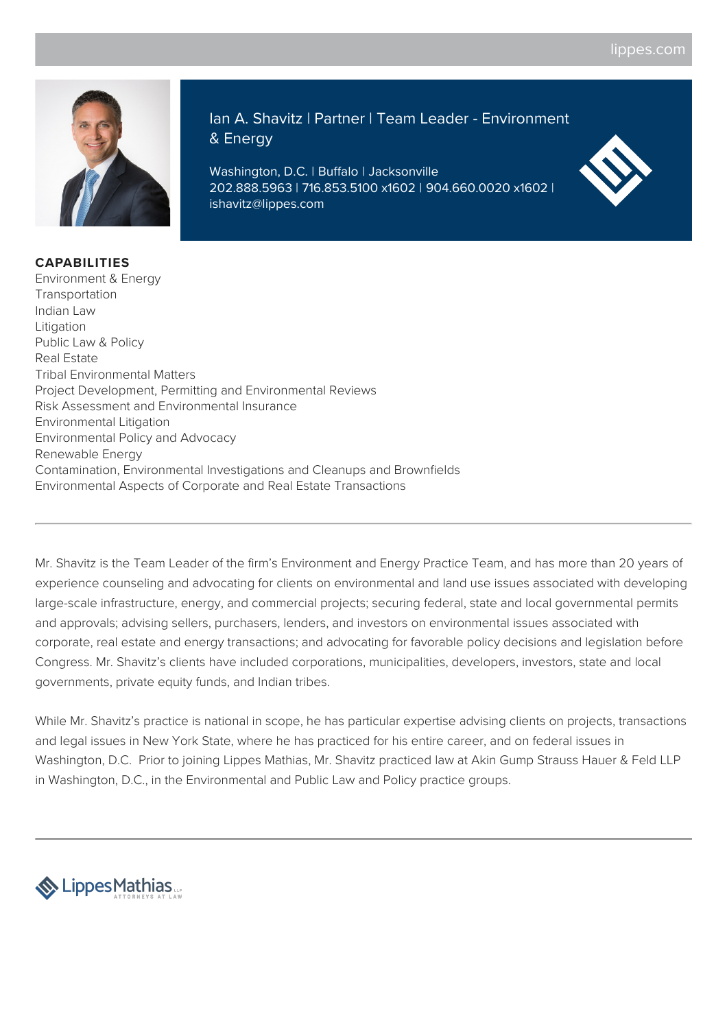# Ian A. Shavitz | Partner | Team Leader - Environment & Energy

Washington, D.C. | Buffalo | Jacksonville
202.888.5963 | 716.853.5100 x1602 | 904.660.0020 x1602 | ishavitz@lippes.com

## CAPABILITIES

Environment & Energy
Transportation
Indian Law
Litigation
Public Law & Policy
Real Estate
Tribal Environmental Matters
Project Development, Permitting and Environmental Reviews
Risk Assessment and Environmental Insurance
Environmental Litigation
Environmental Policy and Advocacy
Renewable Energy
Contamination, Environmental Investigations and Cleanups and Brownfields
Environmental Aspects of Corporate and Real Estate Transactions

---

Mr. Shavitz is the Team Leader of the firm's Environment and Energy Practice Team, and has more than 20 years of experience counseling and advocating for clients on environmental and land use issues associated with developing large-scale infrastructure, energy, and commercial projects; securing federal, state and local governmental permits and approvals; advising sellers, purchasers, lenders, and investors on environmental issues associated with corporate, real estate and energy transactions; and advocating for favorable policy decisions and legislation before Congress. Mr. Shavitz's clients have included corporations, municipalities, developers, investors, state and local governments, private equity funds, and Indian tribes.

While Mr. Shavitz's practice is national in scope, he has particular expertise advising clients on projects, transactions and legal issues in New York State, where he has practiced for his entire career, and on federal issues in Washington, D.C. Prior to joining Lippes Mathias, Mr. Shavitz practiced law at Akin Gump Strauss Hauer & Feld LLP in Washington, D.C., in the Environmental and Public Law and Policy practice groups.

---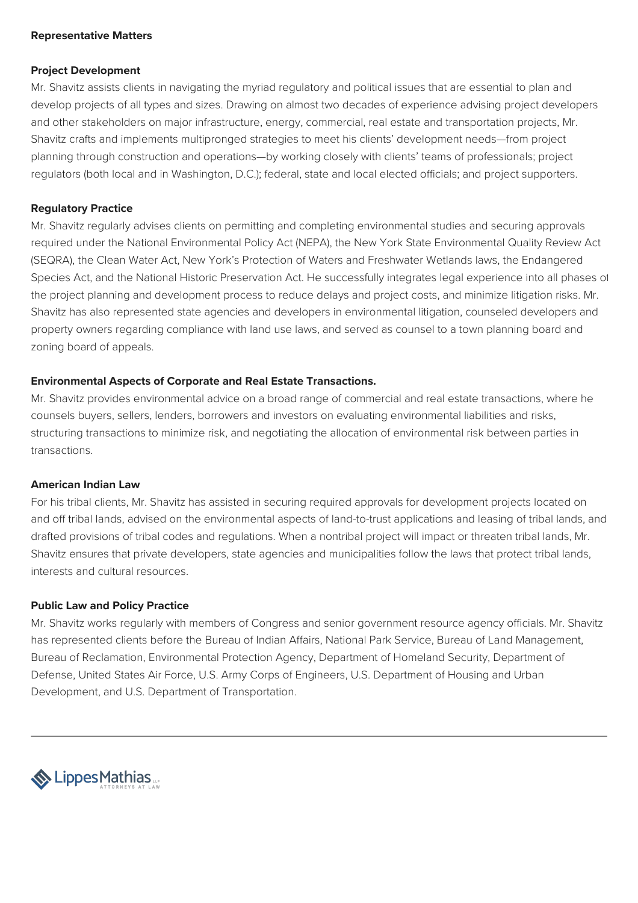## Representative Matters

### Project Development

Mr. Shavitz assists clients in navigating the myriad regulatory and political issues that are essential to plan and develop projects of all types and sizes. Drawing on almost two decades of experience advising project developers and other stakeholders on major infrastructure, energy, commercial, real estate and transportation projects, Mr. Shavitz crafts and implements multipronged strategies to meet his clients' development needs—from project planning through construction and operations—by working closely with clients' teams of professionals; project regulators (both local and in Washington, D.C.); federal, state and local elected officials; and project supporters.

### Regulatory Practice

Mr. Shavitz regularly advises clients on permitting and completing environmental studies and securing approvals required under the National Environmental Policy Act (NEPA), the New York State Environmental Quality Review Act (SEQRA), the Clean Water Act, New York's Protection of Waters and Freshwater Wetlands laws, the Endangered Species Act, and the National Historic Preservation Act. He successfully integrates legal experience into all phases of the project planning and development process to reduce delays and project costs, and minimize litigation risks. Mr. Shavitz has also represented state agencies and developers in environmental litigation, counseled developers and property owners regarding compliance with land use laws, and served as counsel to a town planning board and zoning board of appeals.

### Environmental Aspects of Corporate and Real Estate Transactions.

Mr. Shavitz provides environmental advice on a broad range of commercial and real estate transactions, where he counsels buyers, sellers, lenders, borrowers and investors on evaluating environmental liabilities and risks, structuring transactions to minimize risk, and negotiating the allocation of environmental risk between parties in transactions.

### American Indian Law

For his tribal clients, Mr. Shavitz has assisted in securing required approvals for development projects located on and off tribal lands, advised on the environmental aspects of land-to-trust applications and leasing of tribal lands, and drafted provisions of tribal codes and regulations. When a nontribal project will impact or threaten tribal lands, Mr. Shavitz ensures that private developers, state agencies and municipalities follow the laws that protect tribal lands, interests and cultural resources.

### Public Law and Policy Practice

Mr. Shavitz works regularly with members of Congress and senior government resource agency officials. Mr. Shavitz has represented clients before the Bureau of Indian Affairs, National Park Service, Bureau of Land Management, Bureau of Reclamation, Environmental Protection Agency, Department of Homeland Security, Department of Defense, United States Air Force, U.S. Army Corps of Engineers, U.S. Department of Housing and Urban Development, and U.S. Department of Transportation.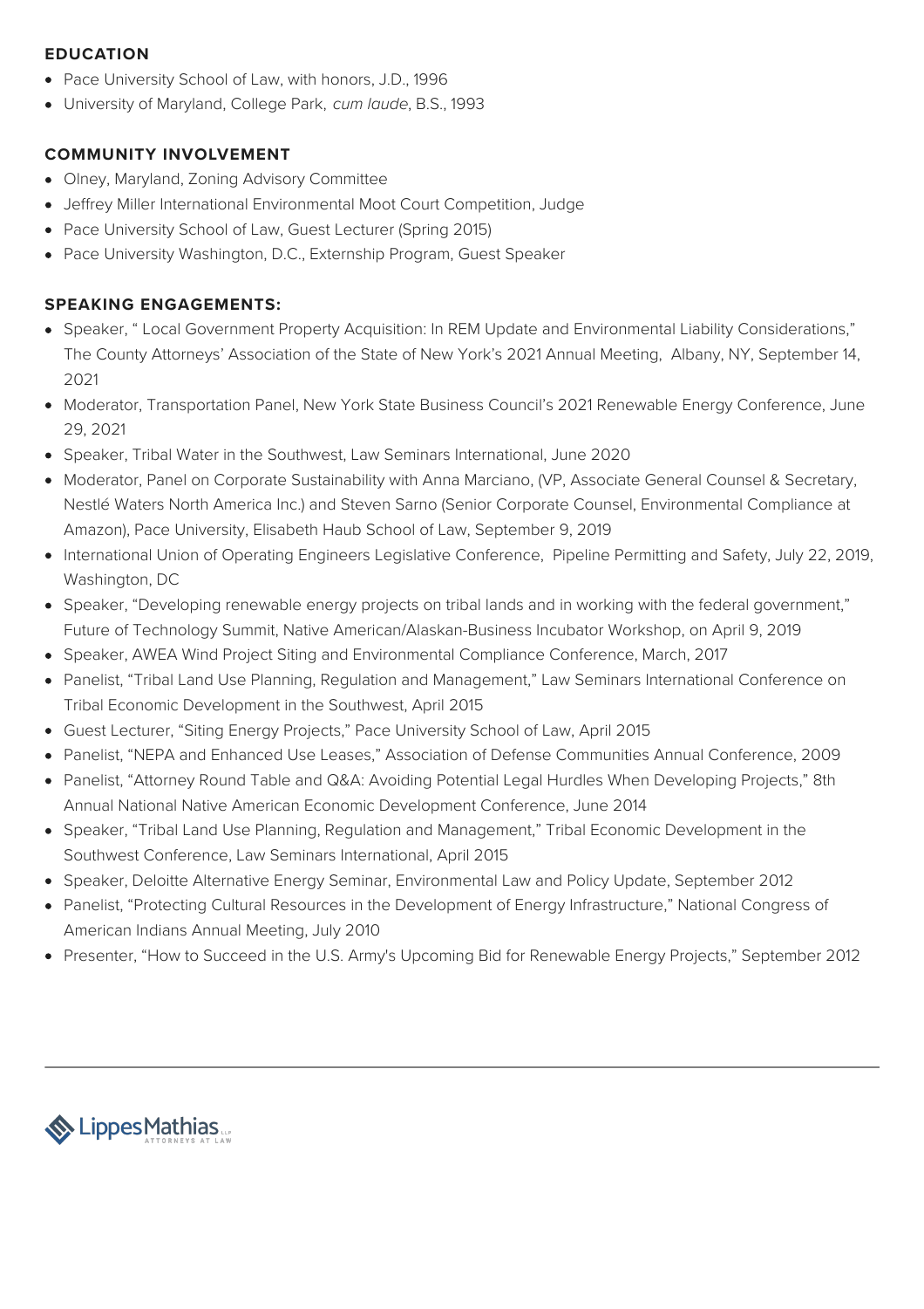## EDUCATION

- Pace University School of Law, with honors, J.D., 1996
- University of Maryland, College Park, *cum laude*, B.S., 1993

## COMMUNITY INVOLVEMENT

- Olney, Maryland, Zoning Advisory Committee
- Jeffrey Miller International Environmental Moot Court Competition, Judge
- Pace University School of Law, Guest Lecturer (Spring 2015)
- Pace University Washington, D.C., Externship Program, Guest Speaker

## SPEAKING ENGAGEMENTS:

- Speaker, " Local Government Property Acquisition: In REM Update and Environmental Liability Considerations," The County Attorneys' Association of the State of New York's 2021 Annual Meeting, Albany, NY, September 14, 2021
- Moderator, Transportation Panel, New York State Business Council's 2021 Renewable Energy Conference, June 29, 2021
- Speaker, Tribal Water in the Southwest, Law Seminars International, June 2020
- Moderator, Panel on Corporate Sustainability with Anna Marciano, (VP, Associate General Counsel & Secretary, Nestlé Waters North America Inc.) and Steven Sarno (Senior Corporate Counsel, Environmental Compliance at Amazon), Pace University, Elisabeth Haub School of Law, September 9, 2019
- International Union of Operating Engineers Legislative Conference, Pipeline Permitting and Safety, July 22, 2019, Washington, DC
- Speaker, "Developing renewable energy projects on tribal lands and in working with the federal government," Future of Technology Summit, Native American/Alaskan-Business Incubator Workshop, on April 9, 2019
- Speaker, AWEA Wind Project Siting and Environmental Compliance Conference, March, 2017
- Panelist, "Tribal Land Use Planning, Regulation and Management," Law Seminars International Conference on Tribal Economic Development in the Southwest, April 2015
- Guest Lecturer, "Siting Energy Projects," Pace University School of Law, April 2015
- Panelist, "NEPA and Enhanced Use Leases," Association of Defense Communities Annual Conference, 2009
- Panelist, "Attorney Round Table and Q&A: Avoiding Potential Legal Hurdles When Developing Projects," 8th Annual National Native American Economic Development Conference, June 2014
- Speaker, "Tribal Land Use Planning, Regulation and Management," Tribal Economic Development in the Southwest Conference, Law Seminars International, April 2015
- Speaker, Deloitte Alternative Energy Seminar, Environmental Law and Policy Update, September 2012
- Panelist, "Protecting Cultural Resources in the Development of Energy Infrastructure," National Congress of American Indians Annual Meeting, July 2010
- Presenter, "How to Succeed in the U.S. Army's Upcoming Bid for Renewable Energy Projects," September 2012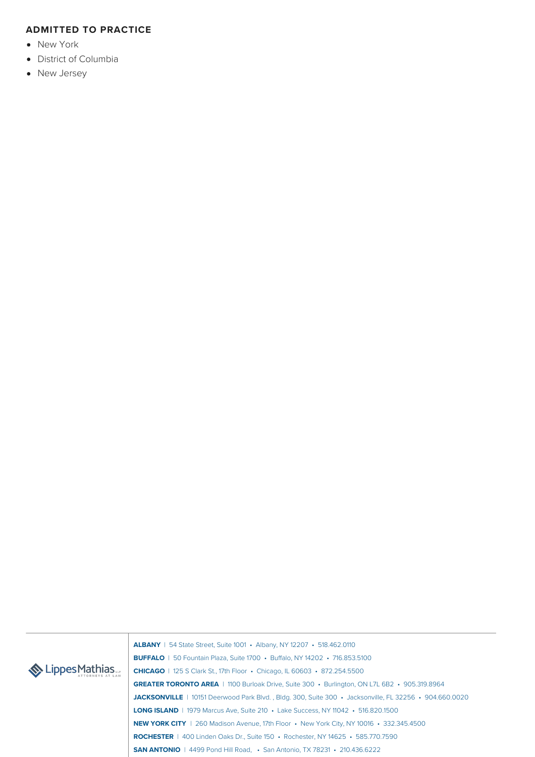## ADMITTED TO PRACTICE

- New York
- District of Columbia
- New Jersey

LippesMathias LLP ATTORNEYS AT LAW

**ALBANY** | 54 State Street, Suite 1001 • Albany, NY 12207 • 518.462.0110
**BUFFALO** | 50 Fountain Plaza, Suite 1700 • Buffalo, NY 14202 • 716.853.5100
**CHICAGO** | 125 S Clark St., 17th Floor • Chicago, IL 60603 • 872.254.5500
**GREATER TORONTO AREA** | 1100 Burloak Drive, Suite 300 • Burlington, ON L7L 6B2 • 905.319.8964
**JACKSONVILLE** | 10151 Deerwood Park Blvd. , Bldg. 300, Suite 300 • Jacksonville, FL 32256 • 904.660.0020
**LONG ISLAND** | 1979 Marcus Ave, Suite 210 • Lake Success, NY 11042 • 516.820.1500
**NEW YORK CITY** | 260 Madison Avenue, 17th Floor • New York City, NY 10016 • 332.345.4500
**ROCHESTER** | 400 Linden Oaks Dr., Suite 150 • Rochester, NY 14625 • 585.770.7590
**SAN ANTONIO** | 4499 Pond Hill Road, • San Antonio, TX 78231 • 210.436.6222